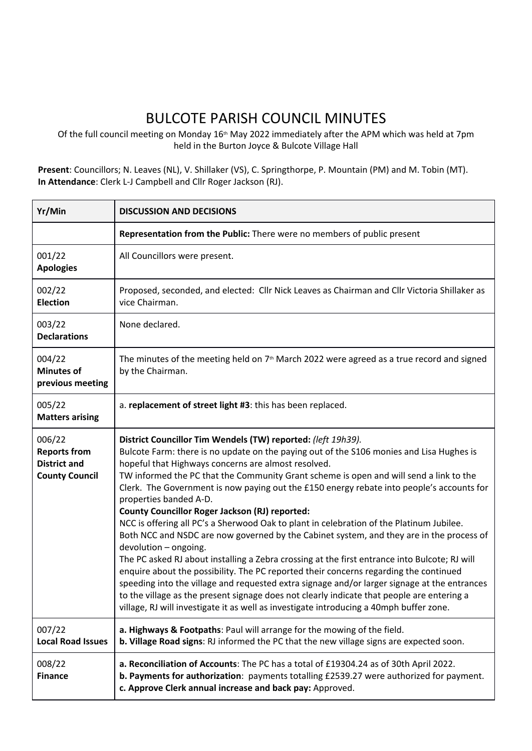# BULCOTE PARISH COUNCIL MINUTES

Of the full council meeting on Monday 16th May 2022 immediately after the APM which was held at 7pm held in the Burton Joyce & Bulcote Village Hall

**Present**: Councillors; N. Leaves (NL), V. Shillaker (VS), C. Springthorpe, P. Mountain (PM) and M. Tobin (MT).
**In Attendance**: Clerk L-J Campbell and Cllr Roger Jackson (RJ).

| Yr/Min | DISCUSSION AND DECISIONS |
| --- | --- |
| | **Representation from the Public:** There were no members of public present |
| 001/22 **Apologies** | All Councillors were present. |
| 002/22 **Election** | Proposed, seconded, and elected: Cllr Nick Leaves as Chairman and Cllr Victoria Shillaker as vice Chairman. |
| 003/22 **Declarations** | None declared. |
| 004/22 **Minutes of previous meeting** | The minutes of the meeting held on 7th March 2022 were agreed as a true record and signed by the Chairman. |
| 005/22 **Matters arising** | a. **replacement of street light #3**: this has been replaced. |
| 006/22 **Reports from District and County Council** | **District Councillor Tim Wendels (TW) reported:** *(left 19h39).* Bulcote Farm: there is no update on the paying out of the S106 monies and Lisa Hughes is hopeful that Highways concerns are almost resolved. TW informed the PC that the Community Grant scheme is open and will send a link to the Clerk. The Government is now paying out the £150 energy rebate into people's accounts for properties banded A-D. **County Councillor Roger Jackson (RJ) reported:** NCC is offering all PC's a Sherwood Oak to plant in celebration of the Platinum Jubilee. Both NCC and NSDC are now governed by the Cabinet system, and they are in the process of devolution – ongoing. The PC asked RJ about installing a Zebra crossing at the first entrance into Bulcote; RJ will enquire about the possibility. The PC reported their concerns regarding the continued speeding into the village and requested extra signage and/or larger signage at the entrances to the village as the present signage does not clearly indicate that people are entering a village, RJ will investigate it as well as investigate introducing a 40mph buffer zone. |
| 007/22 **Local Road Issues** | **a. Highways & Footpaths**: Paul will arrange for the mowing of the field. **b. Village Road signs**: RJ informed the PC that the new village signs are expected soon. |
| 008/22 **Finance** | **a. Reconciliation of Accounts**: The PC has a total of £19304.24 as of 30th April 2022. **b. Payments for authorization**: payments totalling £2539.27 were authorized for payment. **c. Approve Clerk annual increase and back pay:** Approved. |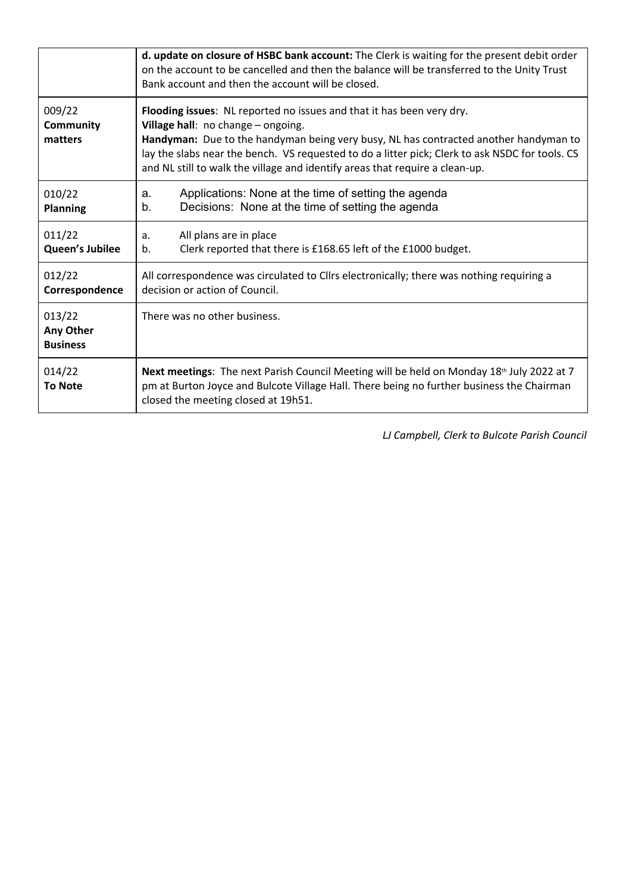| | |
|---|---|
| | **d. update on closure of HSBC bank account:** The Clerk is waiting for the present debit order on the account to be cancelled and then the balance will be transferred to the Unity Trust Bank account and then the account will be closed. |
| 009/22 **Community matters** | **Flooding issues**: NL reported no issues and that it has been very dry. **Village hall**: no change – ongoing. **Handyman:** Due to the handyman being very busy, NL has contracted another handyman to lay the slabs near the bench. VS requested to do a litter pick; Clerk to ask NSDC for tools. CS and NL still to walk the village and identify areas that require a clean-up. |
| 010/22 **Planning** | a. Applications: None at the time of setting the agenda b. Decisions: None at the time of setting the agenda |
| 011/22 **Queen's Jubilee** | a. All plans are in place b. Clerk reported that there is £168.65 left of the £1000 budget. |
| 012/22 **Correspondence** | All correspondence was circulated to Cllrs electronically; there was nothing requiring a decision or action of Council. |
| 013/22 **Any Other Business** | There was no other business. |
| 014/22 **To Note** | **Next meetings**: The next Parish Council Meeting will be held on Monday 18th July 2022 at 7 pm at Burton Joyce and Bulcote Village Hall. There being no further business the Chairman closed the meeting closed at 19h51. |

*LJ Campbell, Clerk to Bulcote Parish Council*